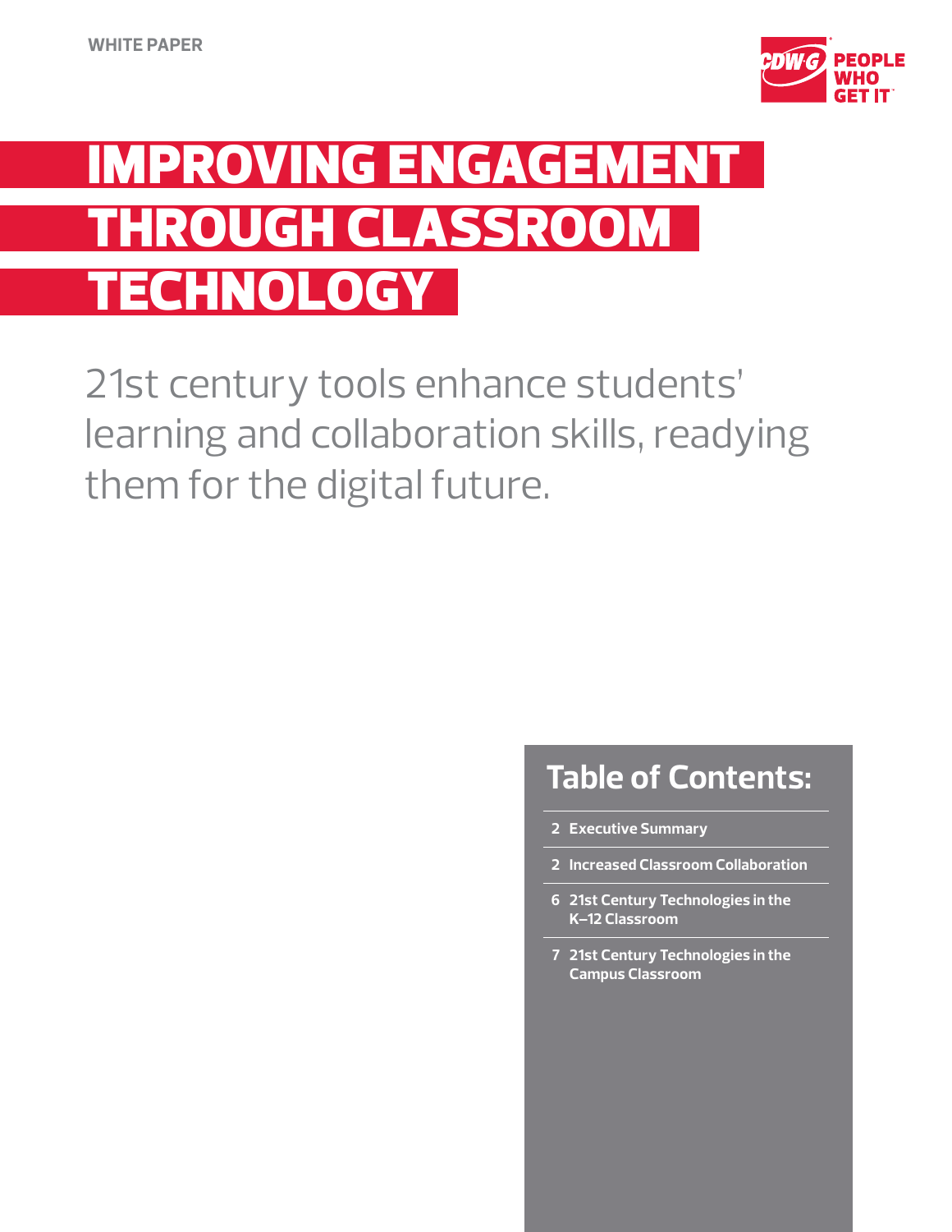WHITE PAPER

# IMPROVING ENGAGEMENT THROUGH CLASSROOM TECHNOLOGY

21st century tools enhance students' learning and collaboration skills, readying them for the digital future.

## Table of Contents:

- 2 Executive Summary
- 2 Increased Classroom Collaboration
- 6 21st Century Technologies in the K–12 Classroom
- 7 21st Century Technologies in the Campus Classroom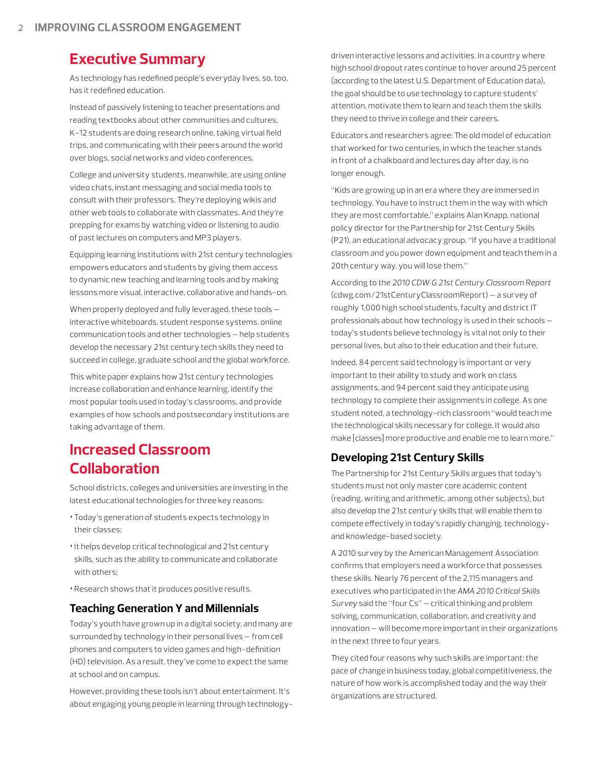## Executive Summary

As technology has redefined people's everyday lives, so, too, has it redefined education.

Instead of passively listening to teacher presentations and reading textbooks about other communities and cultures, K–12 students are doing research online, taking virtual field trips, and communicating with their peers around the world over blogs, social networks and video conferences.

College and university students, meanwhile, are using online video chats, instant messaging and social media tools to consult with their professors. They're deploying wikis and other web tools to collaborate with classmates. And they're prepping for exams by watching video or listening to audio of past lectures on computers and MP3 players.

Equipping learning institutions with 21st century technologies empowers educators and students by giving them access to dynamic new teaching and learning tools and by making lessons more visual, interactive, collaborative and hands-on.

When properly deployed and fully leveraged, these tools — interactive whiteboards, student response systems, online communication tools and other technologies — help students develop the necessary 21st century tech skills they need to succeed in college, graduate school and the global workforce.

This white paper explains how 21st century technologies increase collaboration and enhance learning, identify the most popular tools used in today's classrooms, and provide examples of how schools and postsecondary institutions are taking advantage of them.

## Increased Classroom Collaboration

School districts, colleges and universities are investing in the latest educational technologies for three key reasons:

- Today's generation of students expects technology in their classes;
- It helps develop critical technological and 21st century skills, such as the ability to communicate and collaborate with others;
- Research shows that it produces positive results.

### Teaching Generation Y and Millennials

Today's youth have grown up in a digital society, and many are surrounded by technology in their personal lives — from cell phones and computers to video games and high-definition (HD) television. As a result, they've come to expect the same at school and on campus.

However, providing these tools isn't about entertainment. It's about engaging young people in learning through technology-driven interactive lessons and activities. In a country where high school dropout rates continue to hover around 25 percent (according to the latest U.S. Department of Education data), the goal should be to use technology to capture students' attention, motivate them to learn and teach them the skills they need to thrive in college and their careers.

Educators and researchers agree: The old model of education that worked for two centuries, in which the teacher stands in front of a chalkboard and lectures day after day, is no longer enough.

"Kids are growing up in an era where they are immersed in technology. You have to instruct them in the way with which they are most comfortable," explains Alan Knapp, national policy director for the Partnership for 21st Century Skills (P21), an educational advocacy group. "If you have a traditional classroom and you power down equipment and teach them in a 20th century way, you will lose them."

According to the *2010 CDW·G 21st Century Classroom Report* (cdwg.com/21stCenturyClassroomReport) — a survey of roughly 1,000 high school students, faculty and district IT professionals about how technology is used in their schools — today's students believe technology is vital not only to their personal lives, but also to their education and their future.

Indeed, 84 percent said technology is important or very important to their ability to study and work on class assignments, and 94 percent said they anticipate using technology to complete their assignments in college. As one student noted, a technology-rich classroom "would teach me the technological skills necessary for college. It would also make [classes] more productive and enable me to learn more."

### Developing 21st Century Skills

The Partnership for 21st Century Skills argues that today's students must not only master core academic content (reading, writing and arithmetic, among other subjects), but also develop the 21st century skills that will enable them to compete effectively in today's rapidly changing, technology- and knowledge-based society.

A 2010 survey by the American Management Association confirms that employers need a workforce that possesses these skills. Nearly 76 percent of the 2,115 managers and executives who participated in the *AMA 2010 Critical Skills Survey* said the "four Cs" — critical thinking and problem solving, communication, collaboration, and creativity and innovation — will become more important in their organizations in the next three to four years.

They cited four reasons why such skills are important: the pace of change in business today, global competitiveness, the nature of how work is accomplished today and the way their organizations are structured.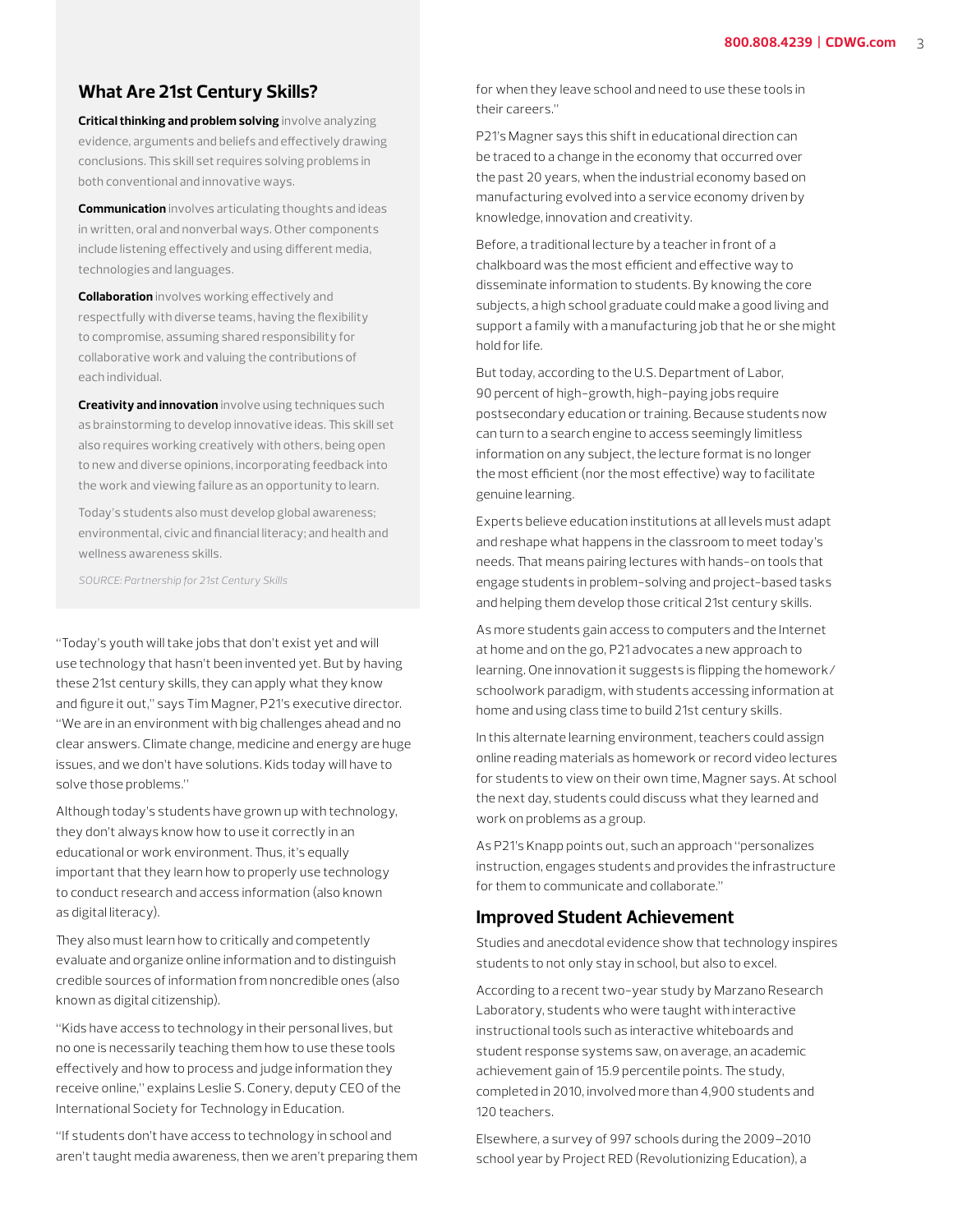## What Are 21st Century Skills?

**Critical thinking and problem solving** involve analyzing evidence, arguments and beliefs and effectively drawing conclusions. This skill set requires solving problems in both conventional and innovative ways.

**Communication** involves articulating thoughts and ideas in written, oral and nonverbal ways. Other components include listening effectively and using different media, technologies and languages.

**Collaboration** involves working effectively and respectfully with diverse teams, having the flexibility to compromise, assuming shared responsibility for collaborative work and valuing the contributions of each individual.

**Creativity and innovation** involve using techniques such as brainstorming to develop innovative ideas. This skill set also requires working creatively with others, being open to new and diverse opinions, incorporating feedback into the work and viewing failure as an opportunity to learn.

Today's students also must develop global awareness; environmental, civic and financial literacy; and health and wellness awareness skills.

*SOURCE: Partnership for 21st Century Skills*

"Today's youth will take jobs that don't exist yet and will use technology that hasn't been invented yet. But by having these 21st century skills, they can apply what they know and figure it out," says Tim Magner, P21's executive director. "We are in an environment with big challenges ahead and no clear answers. Climate change, medicine and energy are huge issues, and we don't have solutions. Kids today will have to solve those problems."

Although today's students have grown up with technology, they don't always know how to use it correctly in an educational or work environment. Thus, it's equally important that they learn how to properly use technology to conduct research and access information (also known as digital literacy).

They also must learn how to critically and competently evaluate and organize online information and to distinguish credible sources of information from noncredible ones (also known as digital citizenship).

"Kids have access to technology in their personal lives, but no one is necessarily teaching them how to use these tools effectively and how to process and judge information they receive online," explains Leslie S. Conery, deputy CEO of the International Society for Technology in Education.

"If students don't have access to technology in school and aren't taught media awareness, then we aren't preparing them for when they leave school and need to use these tools in their careers."

P21's Magner says this shift in educational direction can be traced to a change in the economy that occurred over the past 20 years, when the industrial economy based on manufacturing evolved into a service economy driven by knowledge, innovation and creativity.

Before, a traditional lecture by a teacher in front of a chalkboard was the most efficient and effective way to disseminate information to students. By knowing the core subjects, a high school graduate could make a good living and support a family with a manufacturing job that he or she might hold for life.

But today, according to the U.S. Department of Labor, 90 percent of high-growth, high-paying jobs require postsecondary education or training. Because students now can turn to a search engine to access seemingly limitless information on any subject, the lecture format is no longer the most efficient (nor the most effective) way to facilitate genuine learning.

Experts believe education institutions at all levels must adapt and reshape what happens in the classroom to meet today's needs. That means pairing lectures with hands-on tools that engage students in problem-solving and project-based tasks and helping them develop those critical 21st century skills.

As more students gain access to computers and the Internet at home and on the go, P21 advocates a new approach to learning. One innovation it suggests is flipping the homework/schoolwork paradigm, with students accessing information at home and using class time to build 21st century skills.

In this alternate learning environment, teachers could assign online reading materials as homework or record video lectures for students to view on their own time, Magner says. At school the next day, students could discuss what they learned and work on problems as a group.

As P21's Knapp points out, such an approach "personalizes instruction, engages students and provides the infrastructure for them to communicate and collaborate."

## Improved Student Achievement

Studies and anecdotal evidence show that technology inspires students to not only stay in school, but also to excel.

According to a recent two-year study by Marzano Research Laboratory, students who were taught with interactive instructional tools such as interactive whiteboards and student response systems saw, on average, an academic achievement gain of 15.9 percentile points. The study, completed in 2010, involved more than 4,900 students and 120 teachers.

Elsewhere, a survey of 997 schools during the 2009–2010 school year by Project RED (Revolutionizing Education), a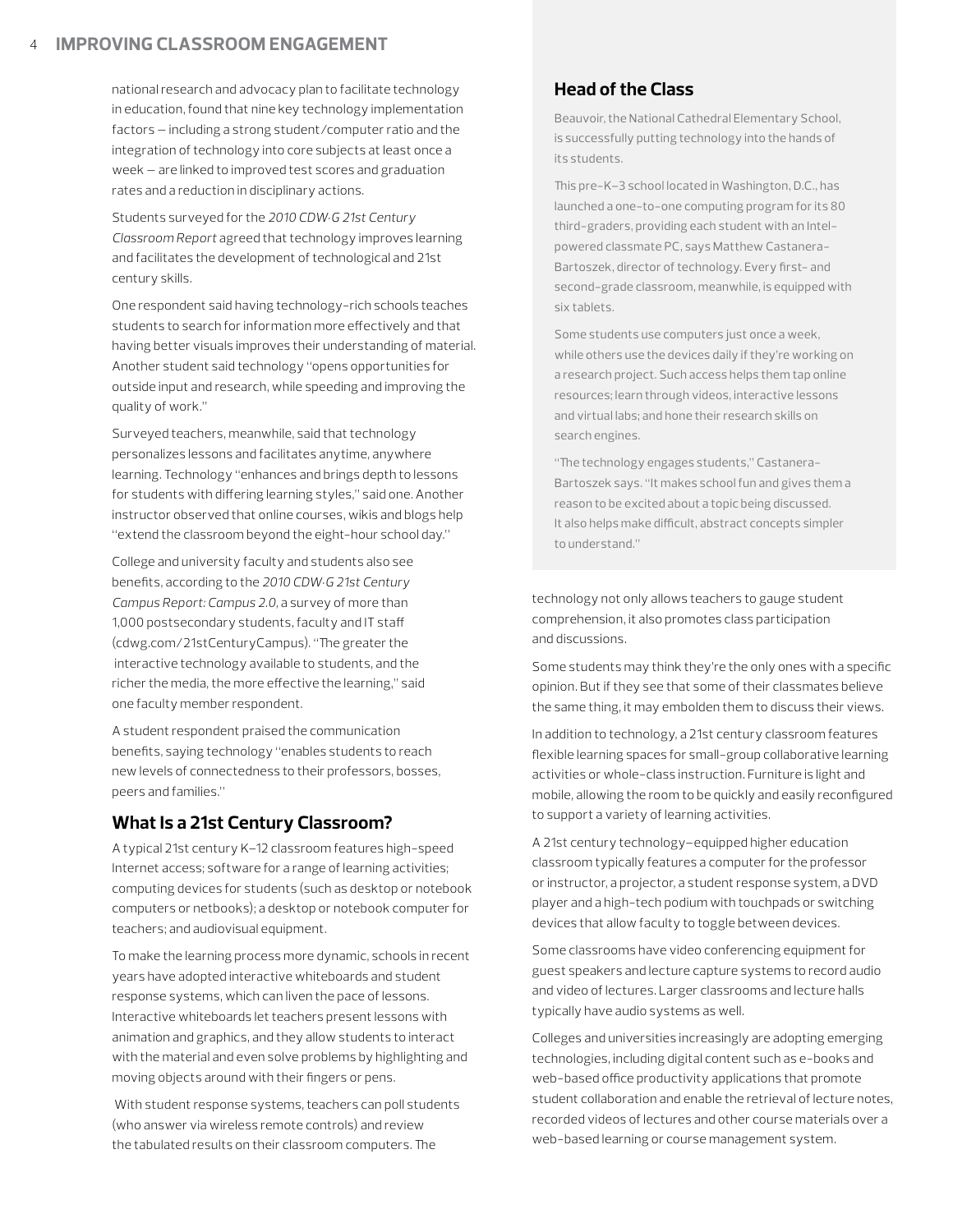national research and advocacy plan to facilitate technology in education, found that nine key technology implementation factors — including a strong student/computer ratio and the integration of technology into core subjects at least once a week — are linked to improved test scores and graduation rates and a reduction in disciplinary actions.

Students surveyed for the *2010 CDW·G 21st Century Classroom Report* agreed that technology improves learning and facilitates the development of technological and 21st century skills.

One respondent said having technology-rich schools teaches students to search for information more effectively and that having better visuals improves their understanding of material. Another student said technology "opens opportunities for outside input and research, while speeding and improving the quality of work."

Surveyed teachers, meanwhile, said that technology personalizes lessons and facilitates anytime, anywhere learning. Technology "enhances and brings depth to lessons for students with differing learning styles," said one. Another instructor observed that online courses, wikis and blogs help "extend the classroom beyond the eight-hour school day."

College and university faculty and students also see benefits, according to the *2010 CDW·G 21st Century Campus Report: Campus 2.0*, a survey of more than 1,000 postsecondary students, faculty and IT staff (cdwg.com/21stCenturyCampus). "The greater the interactive technology available to students, and the richer the media, the more effective the learning," said one faculty member respondent.

A student respondent praised the communication benefits, saying technology "enables students to reach new levels of connectedness to their professors, bosses, peers and families."

## What Is a 21st Century Classroom?

A typical 21st century K–12 classroom features high-speed Internet access; software for a range of learning activities; computing devices for students (such as desktop or notebook computers or netbooks); a desktop or notebook computer for teachers; and audiovisual equipment.

To make the learning process more dynamic, schools in recent years have adopted interactive whiteboards and student response systems, which can liven the pace of lessons. Interactive whiteboards let teachers present lessons with animation and graphics, and they allow students to interact with the material and even solve problems by highlighting and moving objects around with their fingers or pens.

With student response systems, teachers can poll students (who answer via wireless remote controls) and review the tabulated results on their classroom computers. The technology not only allows teachers to gauge student comprehension, it also promotes class participation and discussions.

Some students may think they're the only ones with a specific opinion. But if they see that some of their classmates believe the same thing, it may embolden them to discuss their views.

In addition to technology, a 21st century classroom features flexible learning spaces for small-group collaborative learning activities or whole-class instruction. Furniture is light and mobile, allowing the room to be quickly and easily reconfigured to support a variety of learning activities.

A 21st century technology–equipped higher education classroom typically features a computer for the professor or instructor, a projector, a student response system, a DVD player and a high-tech podium with touchpads or switching devices that allow faculty to toggle between devices.

Some classrooms have video conferencing equipment for guest speakers and lecture capture systems to record audio and video of lectures. Larger classrooms and lecture halls typically have audio systems as well.

Colleges and universities increasingly are adopting emerging technologies, including digital content such as e-books and web-based office productivity applications that promote student collaboration and enable the retrieval of lecture notes, recorded videos of lectures and other course materials over a web-based learning or course management system.

## Head of the Class

Beauvoir, the National Cathedral Elementary School, is successfully putting technology into the hands of its students.

This pre-K–3 school located in Washington, D.C., has launched a one-to-one computing program for its 80 third-graders, providing each student with an Intel-powered classmate PC, says Matthew Castanera-Bartoszek, director of technology. Every first- and second-grade classroom, meanwhile, is equipped with six tablets.

Some students use computers just once a week, while others use the devices daily if they're working on a research project. Such access helps them tap online resources; learn through videos, interactive lessons and virtual labs; and hone their research skills on search engines.

"The technology engages students," Castanera-Bartoszek says. "It makes school fun and gives them a reason to be excited about a topic being discussed. It also helps make difficult, abstract concepts simpler to understand."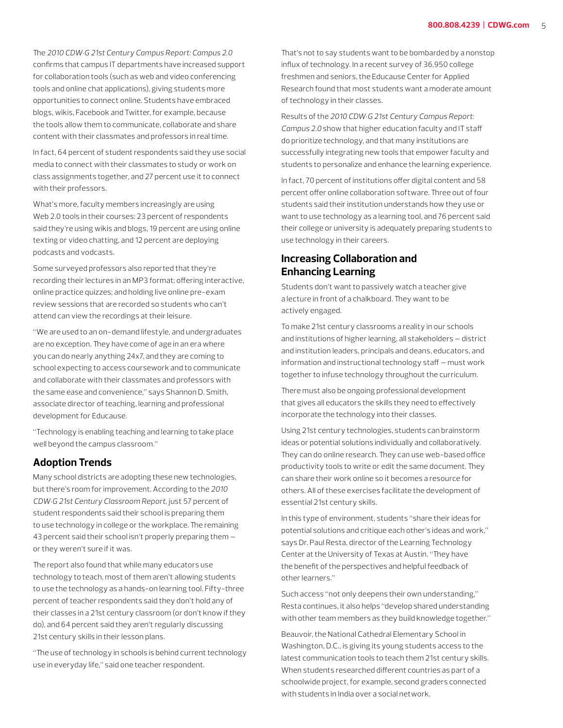The *2010 CDW·G 21st Century Campus Report: Campus 2.0* confirms that campus IT departments have increased support for collaboration tools (such as web and video conferencing tools and online chat applications), giving students more opportunities to connect online. Students have embraced blogs, wikis, Facebook and Twitter, for example, because the tools allow them to communicate, collaborate and share content with their classmates and professors in real time.

In fact, 64 percent of student respondents said they use social media to connect with their classmates to study or work on class assignments together, and 27 percent use it to connect with their professors.

What's more, faculty members increasingly are using Web 2.0 tools in their courses: 23 percent of respondents said they're using wikis and blogs, 19 percent are using online texting or video chatting, and 12 percent are deploying podcasts and vodcasts.

Some surveyed professors also reported that they're recording their lectures in an MP3 format; offering interactive, online practice quizzes; and holding live online pre-exam review sessions that are recorded so students who can't attend can view the recordings at their leisure.

"We are used to an on-demand lifestyle, and undergraduates are no exception. They have come of age in an era where you can do nearly anything 24x7, and they are coming to school expecting to access coursework and to communicate and collaborate with their classmates and professors with the same ease and convenience," says Shannon D. Smith, associate director of teaching, learning and professional development for Educause.

"Technology is enabling teaching and learning to take place well beyond the campus classroom."

## Adoption Trends

Many school districts are adopting these new technologies, but there's room for improvement. According to the *2010 CDW·G 21st Century Classroom Report*, just 57 percent of student respondents said their school is preparing them to use technology in college or the workplace. The remaining 43 percent said their school isn't properly preparing them — or they weren't sure if it was.

The report also found that while many educators use technology to teach, most of them aren't allowing students to use the technology as a hands-on learning tool. Fifty-three percent of teacher respondents said they don't hold any of their classes in a 21st century classroom (or don't know if they do), and 64 percent said they aren't regularly discussing 21st century skills in their lesson plans.

"The use of technology in schools is behind current technology use in everyday life," said one teacher respondent.

That's not to say students want to be bombarded by a nonstop influx of technology. In a recent survey of 36,950 college freshmen and seniors, the Educause Center for Applied Research found that most students want a moderate amount of technology in their classes.

Results of the *2010 CDW·G 21st Century Campus Report: Campus 2.0* show that higher education faculty and IT staff do prioritize technology, and that many institutions are successfully integrating new tools that empower faculty and students to personalize and enhance the learning experience.

In fact, 70 percent of institutions offer digital content and 58 percent offer online collaboration software. Three out of four students said their institution understands how they use or want to use technology as a learning tool, and 76 percent said their college or university is adequately preparing students to use technology in their careers.

## Increasing Collaboration and Enhancing Learning

Students don't want to passively watch a teacher give a lecture in front of a chalkboard. They want to be actively engaged.

To make 21st century classrooms a reality in our schools and institutions of higher learning, all stakeholders — district and institution leaders, principals and deans, educators, and information and instructional technology staff — must work together to infuse technology throughout the curriculum.

There must also be ongoing professional development that gives all educators the skills they need to effectively incorporate the technology into their classes.

Using 21st century technologies, students can brainstorm ideas or potential solutions individually and collaboratively. They can do online research. They can use web-based office productivity tools to write or edit the same document. They can share their work online so it becomes a resource for others. All of these exercises facilitate the development of essential 21st century skills.

In this type of environment, students "share their ideas for potential solutions and critique each other's ideas and work," says Dr. Paul Resta, director of the Learning Technology Center at the University of Texas at Austin. "They have the benefit of the perspectives and helpful feedback of other learners."

Such access "not only deepens their own understanding," Resta continues, it also helps "develop shared understanding with other team members as they build knowledge together."

Beauvoir, the National Cathedral Elementary School in Washington, D.C., is giving its young students access to the latest communication tools to teach them 21st century skills. When students researched different countries as part of a schoolwide project, for example, second graders connected with students in India over a social network.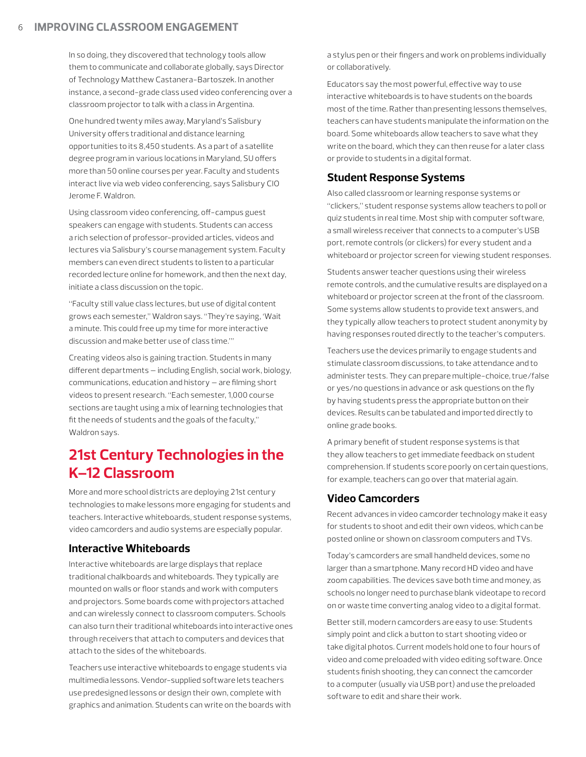In so doing, they discovered that technology tools allow them to communicate and collaborate globally, says Director of Technology Matthew Castanera-Bartoszek. In another instance, a second-grade class used video conferencing over a classroom projector to talk with a class in Argentina.

One hundred twenty miles away, Maryland's Salisbury University offers traditional and distance learning opportunities to its 8,450 students. As a part of a satellite degree program in various locations in Maryland, SU offers more than 50 online courses per year. Faculty and students interact live via web video conferencing, says Salisbury CIO Jerome F. Waldron.

Using classroom video conferencing, off-campus guest speakers can engage with students. Students can access a rich selection of professor-provided articles, videos and lectures via Salisbury's course management system. Faculty members can even direct students to listen to a particular recorded lecture online for homework, and then the next day, initiate a class discussion on the topic.

"Faculty still value class lectures, but use of digital content grows each semester," Waldron says. "They're saying, 'Wait a minute. This could free up my time for more interactive discussion and make better use of class time.'"

Creating videos also is gaining traction. Students in many different departments — including English, social work, biology, communications, education and history — are filming short videos to present research. "Each semester, 1,000 course sections are taught using a mix of learning technologies that fit the needs of students and the goals of the faculty," Waldron says.

## 21st Century Technologies in the K–12 Classroom

More and more school districts are deploying 21st century technologies to make lessons more engaging for students and teachers. Interactive whiteboards, student response systems, video camcorders and audio systems are especially popular.

### Interactive Whiteboards

Interactive whiteboards are large displays that replace traditional chalkboards and whiteboards. They typically are mounted on walls or floor stands and work with computers and projectors. Some boards come with projectors attached and can wirelessly connect to classroom computers. Schools can also turn their traditional whiteboards into interactive ones through receivers that attach to computers and devices that attach to the sides of the whiteboards.

Teachers use interactive whiteboards to engage students via multimedia lessons. Vendor-supplied software lets teachers use predesigned lessons or design their own, complete with graphics and animation. Students can write on the boards with a stylus pen or their fingers and work on problems individually or collaboratively.

Educators say the most powerful, effective way to use interactive whiteboards is to have students on the boards most of the time. Rather than presenting lessons themselves, teachers can have students manipulate the information on the board. Some whiteboards allow teachers to save what they write on the board, which they can then reuse for a later class or provide to students in a digital format.

### Student Response Systems

Also called classroom or learning response systems or "clickers," student response systems allow teachers to poll or quiz students in real time. Most ship with computer software, a small wireless receiver that connects to a computer's USB port, remote controls (or clickers) for every student and a whiteboard or projector screen for viewing student responses.

Students answer teacher questions using their wireless remote controls, and the cumulative results are displayed on a whiteboard or projector screen at the front of the classroom. Some systems allow students to provide text answers, and they typically allow teachers to protect student anonymity by having responses routed directly to the teacher's computers.

Teachers use the devices primarily to engage students and stimulate classroom discussions, to take attendance and to administer tests. They can prepare multiple-choice, true/false or yes/no questions in advance or ask questions on the fly by having students press the appropriate button on their devices. Results can be tabulated and imported directly to online grade books.

A primary benefit of student response systems is that they allow teachers to get immediate feedback on student comprehension. If students score poorly on certain questions, for example, teachers can go over that material again.

### Video Camcorders

Recent advances in video camcorder technology make it easy for students to shoot and edit their own videos, which can be posted online or shown on classroom computers and TVs.

Today's camcorders are small handheld devices, some no larger than a smartphone. Many record HD video and have zoom capabilities. The devices save both time and money, as schools no longer need to purchase blank videotape to record on or waste time converting analog video to a digital format.

Better still, modern camcorders are easy to use: Students simply point and click a button to start shooting video or take digital photos. Current models hold one to four hours of video and come preloaded with video editing software. Once students finish shooting, they can connect the camcorder to a computer (usually via USB port) and use the preloaded software to edit and share their work.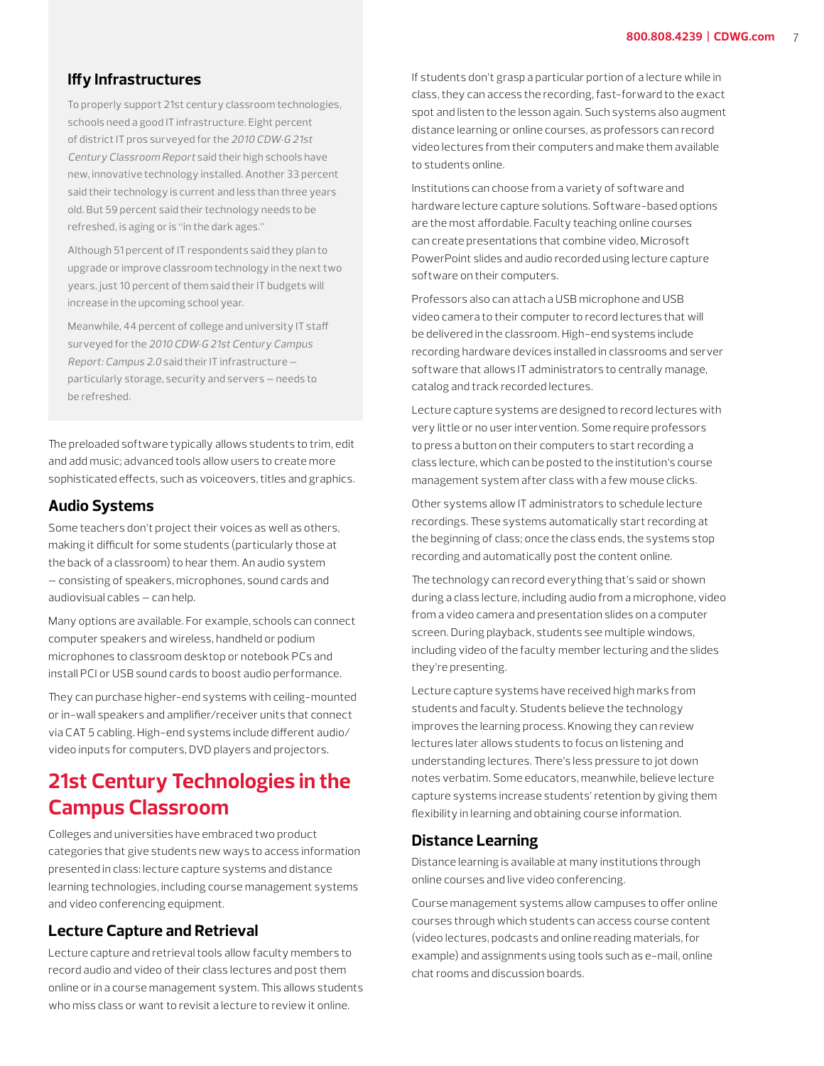### Iffy Infrastructures

To properly support 21st century classroom technologies, schools need a good IT infrastructure. Eight percent of district IT pros surveyed for the *2010 CDW·G 21st Century Classroom Report* said their high schools have new, innovative technology installed. Another 33 percent said their technology is current and less than three years old. But 59 percent said their technology needs to be refreshed, is aging or is "in the dark ages."

Although 51 percent of IT respondents said they plan to upgrade or improve classroom technology in the next two years, just 10 percent of them said their IT budgets will increase in the upcoming school year.

Meanwhile, 44 percent of college and university IT staff surveyed for the *2010 CDW·G 21st Century Campus Report: Campus 2.0* said their IT infrastructure — particularly storage, security and servers — needs to be refreshed.

The preloaded software typically allows students to trim, edit and add music; advanced tools allow users to create more sophisticated effects, such as voiceovers, titles and graphics.

### Audio Systems

Some teachers don't project their voices as well as others, making it difficult for some students (particularly those at the back of a classroom) to hear them. An audio system — consisting of speakers, microphones, sound cards and audiovisual cables — can help.

Many options are available. For example, schools can connect computer speakers and wireless, handheld or podium microphones to classroom desktop or notebook PCs and install PCI or USB sound cards to boost audio performance.

They can purchase higher-end systems with ceiling-mounted or in-wall speakers and amplifier/receiver units that connect via CAT 5 cabling. High-end systems include different audio/video inputs for computers, DVD players and projectors.

## 21st Century Technologies in the Campus Classroom

Colleges and universities have embraced two product categories that give students new ways to access information presented in class: lecture capture systems and distance learning technologies, including course management systems and video conferencing equipment.

### Lecture Capture and Retrieval

Lecture capture and retrieval tools allow faculty members to record audio and video of their class lectures and post them online or in a course management system. This allows students who miss class or want to revisit a lecture to review it online.

If students don't grasp a particular portion of a lecture while in class, they can access the recording, fast-forward to the exact spot and listen to the lesson again. Such systems also augment distance learning or online courses, as professors can record video lectures from their computers and make them available to students online.

Institutions can choose from a variety of software and hardware lecture capture solutions. Software-based options are the most affordable. Faculty teaching online courses can create presentations that combine video, Microsoft PowerPoint slides and audio recorded using lecture capture software on their computers.

Professors also can attach a USB microphone and USB video camera to their computer to record lectures that will be delivered in the classroom. High-end systems include recording hardware devices installed in classrooms and server software that allows IT administrators to centrally manage, catalog and track recorded lectures.

Lecture capture systems are designed to record lectures with very little or no user intervention. Some require professors to press a button on their computers to start recording a class lecture, which can be posted to the institution's course management system after class with a few mouse clicks.

Other systems allow IT administrators to schedule lecture recordings. These systems automatically start recording at the beginning of class; once the class ends, the systems stop recording and automatically post the content online.

The technology can record everything that's said or shown during a class lecture, including audio from a microphone, video from a video camera and presentation slides on a computer screen. During playback, students see multiple windows, including video of the faculty member lecturing and the slides they're presenting.

Lecture capture systems have received high marks from students and faculty. Students believe the technology improves the learning process. Knowing they can review lectures later allows students to focus on listening and understanding lectures. There's less pressure to jot down notes verbatim. Some educators, meanwhile, believe lecture capture systems increase students' retention by giving them flexibility in learning and obtaining course information.

### Distance Learning

Distance learning is available at many institutions through online courses and live video conferencing.

Course management systems allow campuses to offer online courses through which students can access course content (video lectures, podcasts and online reading materials, for example) and assignments using tools such as e-mail, online chat rooms and discussion boards.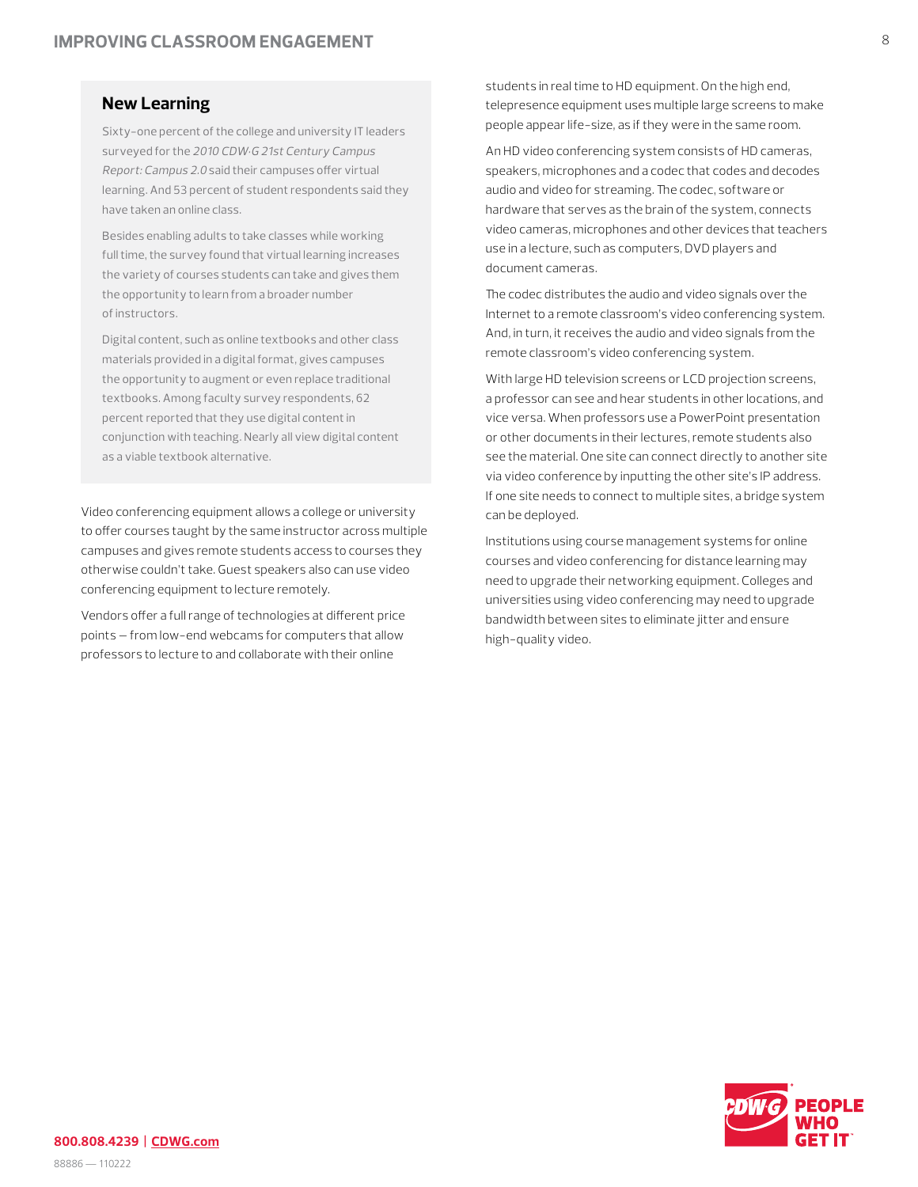## New Learning

Sixty-one percent of the college and university IT leaders surveyed for the *2010 CDW·G 21st Century Campus Report: Campus 2.0* said their campuses offer virtual learning. And 53 percent of student respondents said they have taken an online class.

Besides enabling adults to take classes while working full time, the survey found that virtual learning increases the variety of courses students can take and gives them the opportunity to learn from a broader number of instructors.

Digital content, such as online textbooks and other class materials provided in a digital format, gives campuses the opportunity to augment or even replace traditional textbooks. Among faculty survey respondents, 62 percent reported that they use digital content in conjunction with teaching. Nearly all view digital content as a viable textbook alternative.

Video conferencing equipment allows a college or university to offer courses taught by the same instructor across multiple campuses and gives remote students access to courses they otherwise couldn't take. Guest speakers also can use video conferencing equipment to lecture remotely.

Vendors offer a full range of technologies at different price points — from low-end webcams for computers that allow professors to lecture to and collaborate with their online students in real time to HD equipment. On the high end, telepresence equipment uses multiple large screens to make people appear life-size, as if they were in the same room.

An HD video conferencing system consists of HD cameras, speakers, microphones and a codec that codes and decodes audio and video for streaming. The codec, software or hardware that serves as the brain of the system, connects video cameras, microphones and other devices that teachers use in a lecture, such as computers, DVD players and document cameras.

The codec distributes the audio and video signals over the Internet to a remote classroom's video conferencing system. And, in turn, it receives the audio and video signals from the remote classroom's video conferencing system.

With large HD television screens or LCD projection screens, a professor can see and hear students in other locations, and vice versa. When professors use a PowerPoint presentation or other documents in their lectures, remote students also see the material. One site can connect directly to another site via video conference by inputting the other site's IP address. If one site needs to connect to multiple sites, a bridge system can be deployed.

Institutions using course management systems for online courses and video conferencing for distance learning may need to upgrade their networking equipment. Colleges and universities using video conferencing may need to upgrade bandwidth between sites to eliminate jitter and ensure high-quality video.